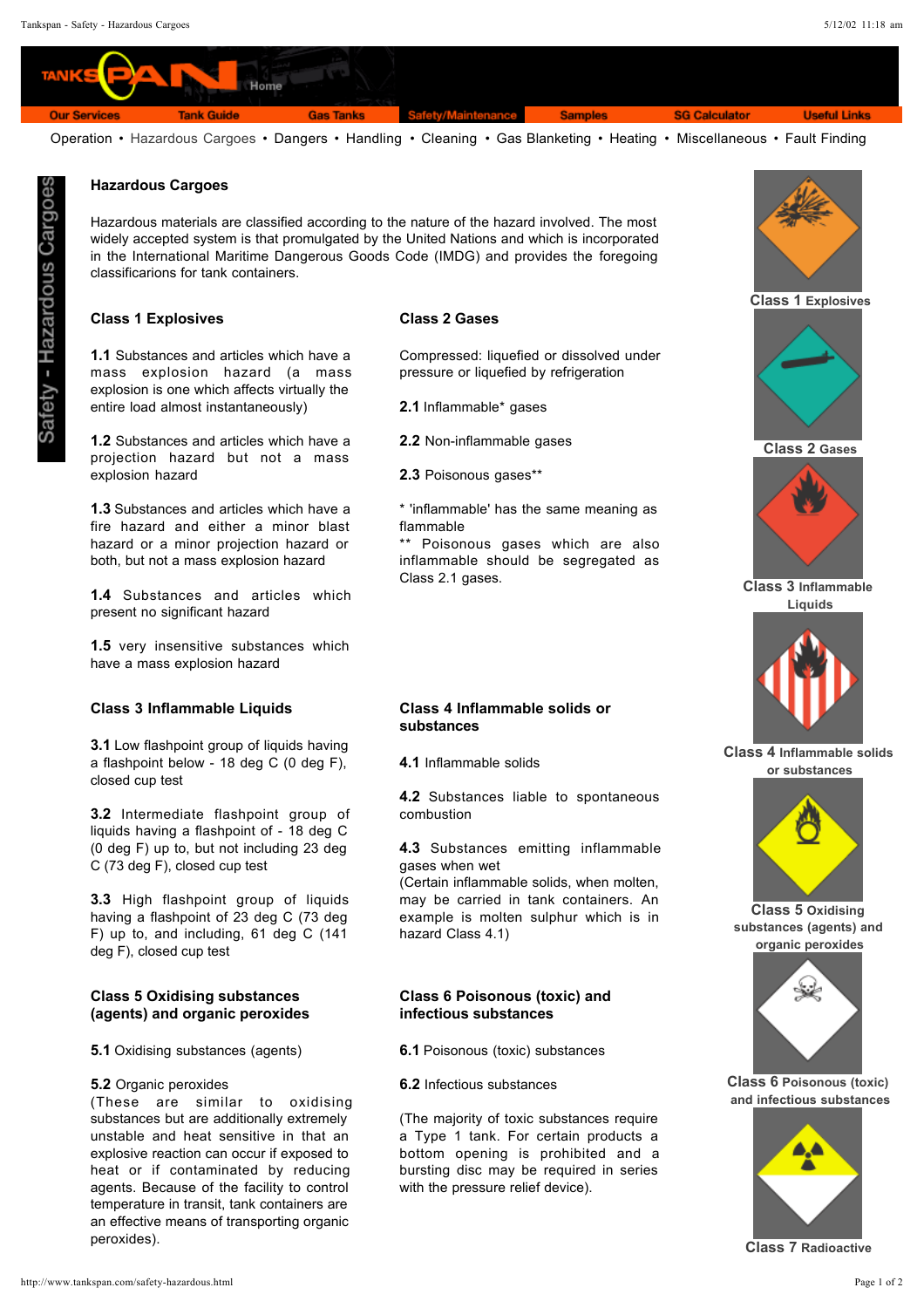Operation • Hazardous Cargoes • Dangers • Handling • Cleaning • Gas Blanketing • Heating • Miscellaneous • Fault Finding

Safety - Hazardous Cargoes

## Hazardous Cargoes

Hazardous materials are classified according to the nature of the hazard involved. The most widely accepted system is that promulgated by the United Nations and which is incorporated in the International Maritime Dangerous Goods Code (IMDG) and provides the foregoing classificarions for tank containers.

### Class 1 Explosives

**1.1** Substances and articles which have a mass explosion hazard (a mass explosion is one which affects virtually the entire load almost instantaneously)

**1.2** Substances and articles which have a projection hazard but not a mass explosion hazard

**1.3** Substances and articles which have a fire hazard and either a minor blast hazard or a minor projection hazard or both, but not a mass explosion hazard

**1.4** Substances and articles which present no significant hazard

**1.5** very insensitive substances which have a mass explosion hazard

### Class 2 Gases

Compressed: liquefied or dissolved under pressure or liquefied by refrigeration

**2.1** Inflammable* gases

**2.2** Non-inflammable gases

**2.3** Poisonous gases**

* 'inflammable' has the same meaning as flammable
** Poisonous gases which are also inflammable should be segregated as Class 2.1 gases.

### Class 3 Inflammable Liquids

**3.1** Low flashpoint group of liquids having a flashpoint below - 18 deg C (0 deg F), closed cup test

**3.2** Intermediate flashpoint group of liquids having a flashpoint of - 18 deg C (0 deg F) up to, but not including 23 deg C (73 deg F), closed cup test

**3.3** High flashpoint group of liquids having a flashpoint of 23 deg C (73 deg F) up to, and including, 61 deg C (141 deg F), closed cup test

### Class 4 Inflammable solids or substances

**4.1** Inflammable solids

**4.2** Substances liable to spontaneous combustion

**4.3** Substances emitting inflammable gases when wet
(Certain inflammable solids, when molten, may be carried in tank containers. An example is molten sulphur which is in hazard Class 4.1)

### Class 5 Oxidising substances (agents) and organic peroxides

**5.1** Oxidising substances (agents)

**5.2** Organic peroxides
(These are similar to oxidising substances but are additionally extremely unstable and heat sensitive in that an explosive reaction can occur if exposed to heat or if contaminated by reducing agents. Because of the facility to control temperature in transit, tank containers are an effective means of transporting organic peroxides).

### Class 6 Poisonous (toxic) and infectious substances

**6.1** Poisonous (toxic) substances

**6.2** Infectious substances

(The majority of toxic substances require a Type 1 tank. For certain products a bottom opening is prohibited and a bursting disc may be required in series with the pressure relief device).

**Class 1** Explosives

**Class 2** Gases

**Class 3** Inflammable Liquids

**Class 4** Inflammable solids or substances

**Class 5** Oxidising substances (agents) and organic peroxides

**Class 6** Poisonous (toxic) and infectious substances

**Class 7** Radioactive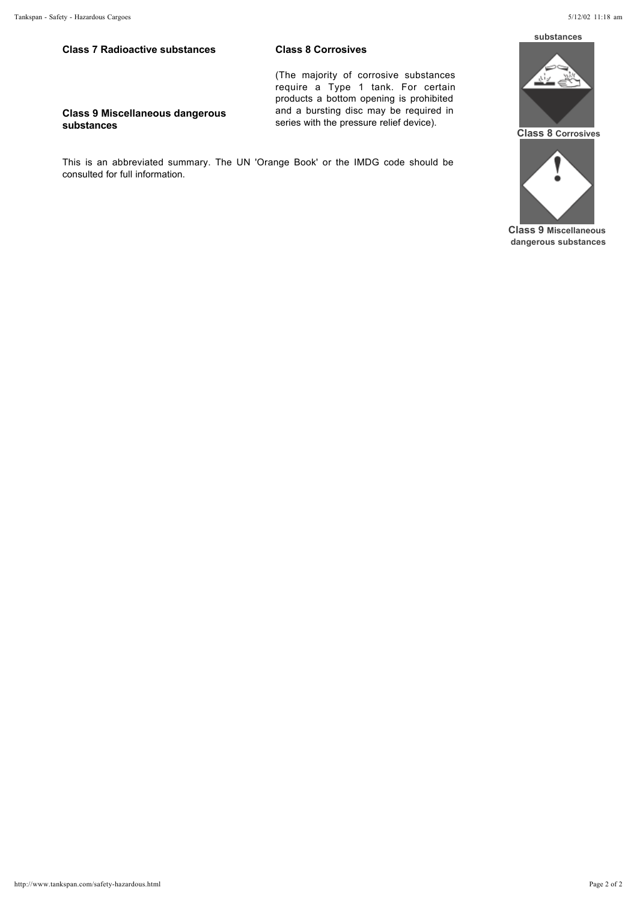**Class 7 Radioactive substances**

**Class 8 Corrosives**

(The majority of corrosive substances require a Type 1 tank. For certain products a bottom opening is prohibited and a bursting disc may be required in series with the pressure relief device).

**Class 9 Miscellaneous dangerous substances**

This is an abbreviated summary. The UN 'Orange Book' or the IMDG code should be consulted for full information.

substances

**Class 8 Corrosives**

**Class 9 Miscellaneous dangerous substances**